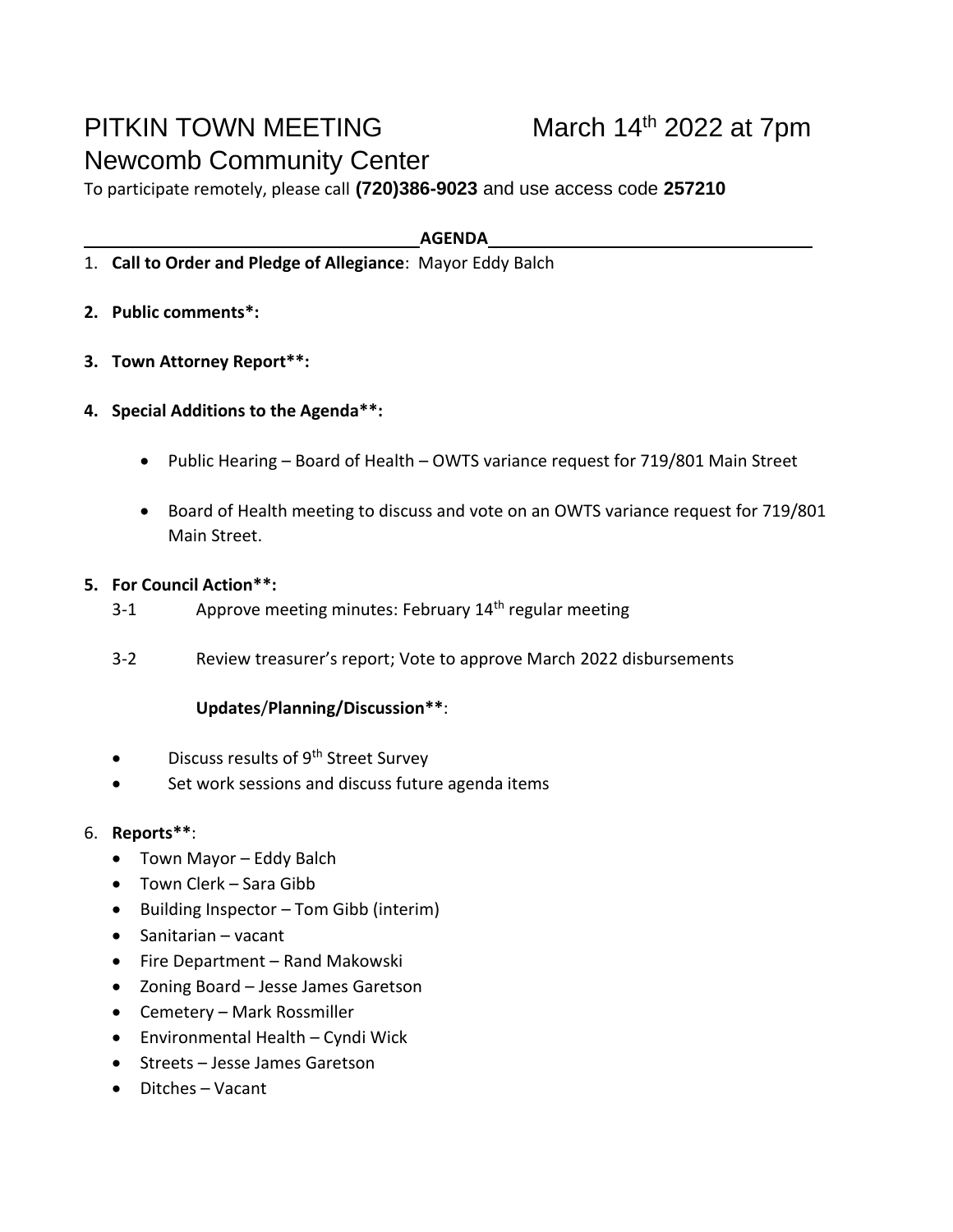# PITKIN TOWN MEETING March 14th 2022 at 7pm

## Newcomb Community Center

To participate remotely, please call **(720)386-9023** and use access code **257210**

**AGENDA**

1. **Call to Order and Pledge of Allegiance**: Mayor Eddy Balch

2. **Public comments\*:**

3. **Town Attorney Report\*\*:**

4. **Special Additions to the Agenda\*\*:**

   - Public Hearing – Board of Health – OWTS variance request for 719/801 Main Street

   - Board of Health meeting to discuss and vote on an OWTS variance request for 719/801 Main Street.

5. **For Council Action\*\*:**

   3-1 Approve meeting minutes: February 14th regular meeting

   3-2 Review treasurer's report; Vote to approve March 2022 disbursements

   **Updates/Planning/Discussion\*\***:

   - Discuss results of 9th Street Survey
   - Set work sessions and discuss future agenda items

6. **Reports\*\***:
   - Town Mayor – Eddy Balch
   - Town Clerk – Sara Gibb
   - Building Inspector – Tom Gibb (interim)
   - Sanitarian – vacant
   - Fire Department – Rand Makowski
   - Zoning Board – Jesse James Garetson
   - Cemetery – Mark Rossmiller
   - Environmental Health – Cyndi Wick
   - Streets – Jesse James Garetson
   - Ditches – Vacant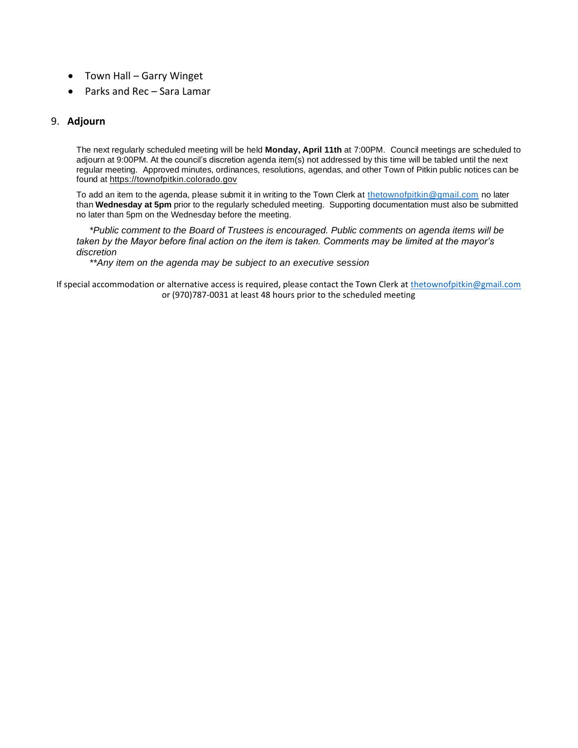- Town Hall – Garry Winget
- Parks and Rec – Sara Lamar

9. **Adjourn**

The next regularly scheduled meeting will be held **Monday, April 11th** at 7:00PM. Council meetings are scheduled to adjourn at 9:00PM. At the council's discretion agenda item(s) not addressed by this time will be tabled until the next regular meeting. Approved minutes, ordinances, resolutions, agendas, and other Town of Pitkin public notices can be found at https://townofpitkin.colorado.gov

To add an item to the agenda, please submit it in writing to the Town Clerk at thetownofpitkin@gmail.com no later than **Wednesday at 5pm** prior to the regularly scheduled meeting. Supporting documentation must also be submitted no later than 5pm on the Wednesday before the meeting.

*\*Public comment to the Board of Trustees is encouraged. Public comments on agenda items will be taken by the Mayor before final action on the item is taken. Comments may be limited at the mayor's discretion*

*\*\*Any item on the agenda may be subject to an executive session*

If special accommodation or alternative access is required, please contact the Town Clerk at thetownofpitkin@gmail.com or (970)787-0031 at least 48 hours prior to the scheduled meeting